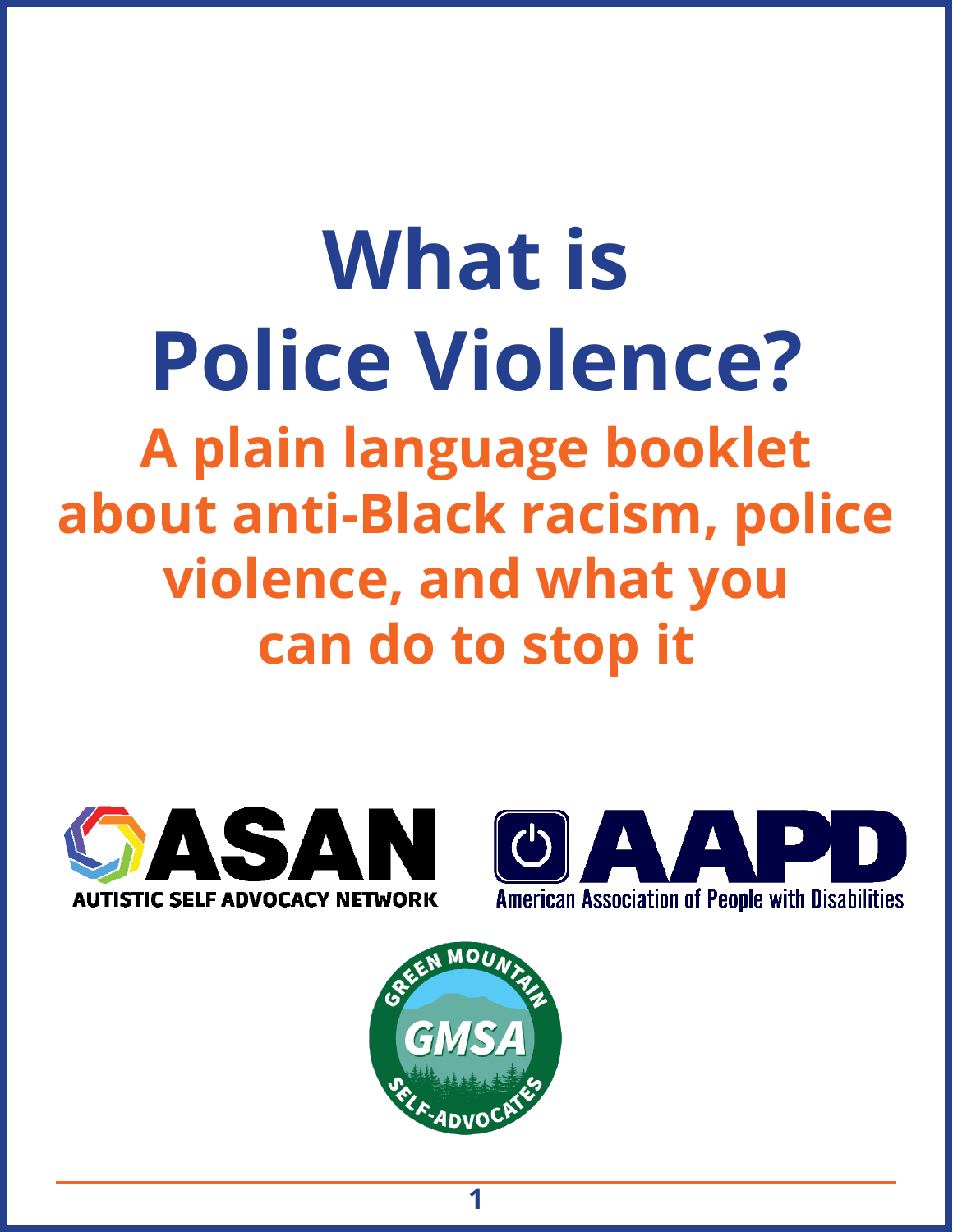# What is Police Violence?

## A plain language booklet about anti-Black racism, police violence, and what you can do to stop it

ASAN
AUTISTIC SELF ADVOCACY NETWORK

AAPD
American Association of People with Disabilities

GREEN MOUNTAIN
GMSA
SELF-ADVOCATES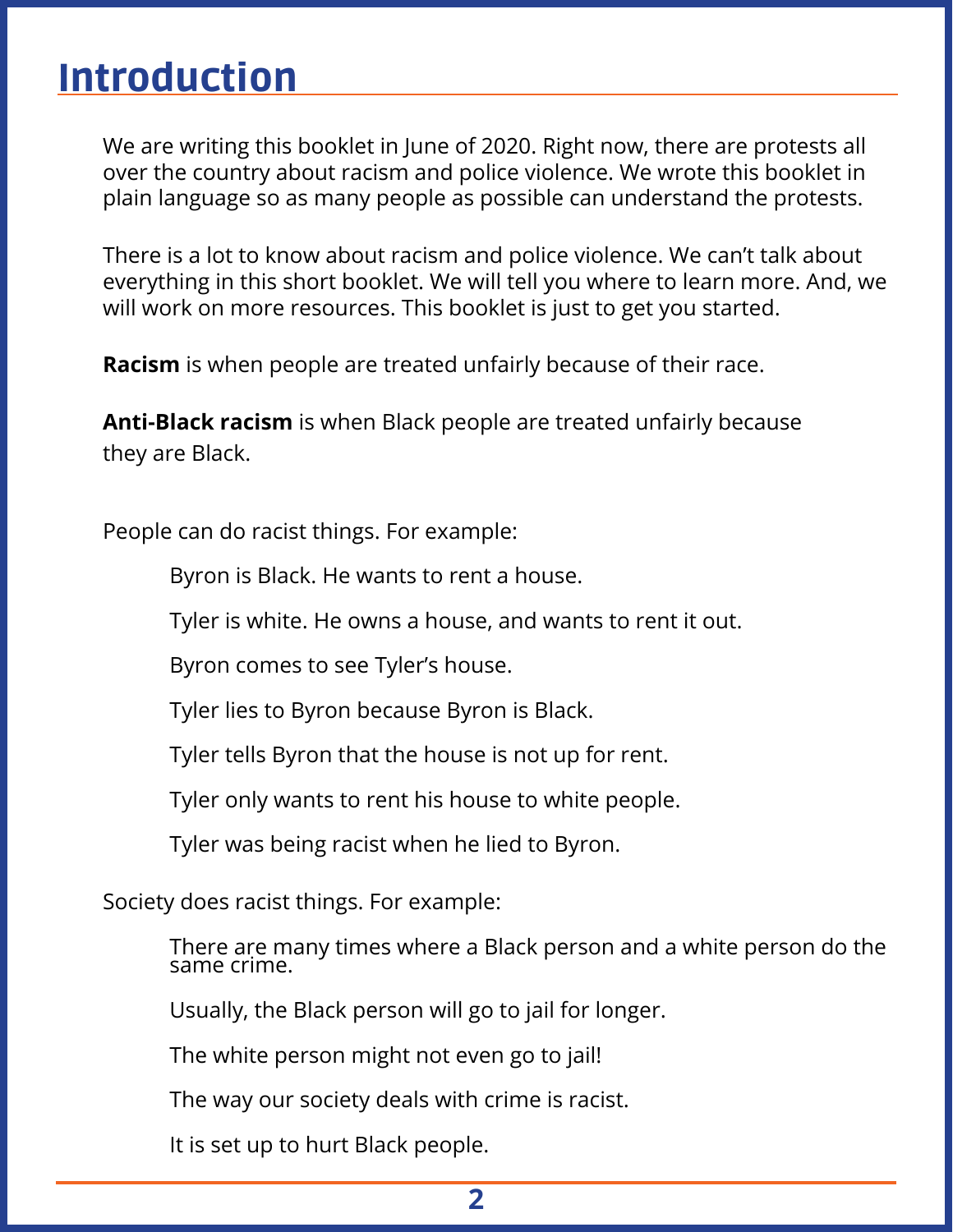# Introduction

We are writing this booklet in June of 2020. Right now, there are protests all over the country about racism and police violence. We wrote this booklet in plain language so as many people as possible can understand the protests.

There is a lot to know about racism and police violence. We can't talk about everything in this short booklet. We will tell you where to learn more. And, we will work on more resources. This booklet is just to get you started.

**Racism** is when people are treated unfairly because of their race.

**Anti-Black racism** is when Black people are treated unfairly because they are Black.

People can do racist things. For example:

> Byron is Black. He wants to rent a house.
>
> Tyler is white. He owns a house, and wants to rent it out.
>
> Byron comes to see Tyler's house.
>
> Tyler lies to Byron because Byron is Black.
>
> Tyler tells Byron that the house is not up for rent.
>
> Tyler only wants to rent his house to white people.
>
> Tyler was being racist when he lied to Byron.

Society does racist things. For example:

> There are many times where a Black person and a white person do the same crime.
>
> Usually, the Black person will go to jail for longer.
>
> The white person might not even go to jail!
>
> The way our society deals with crime is racist.
>
> It is set up to hurt Black people.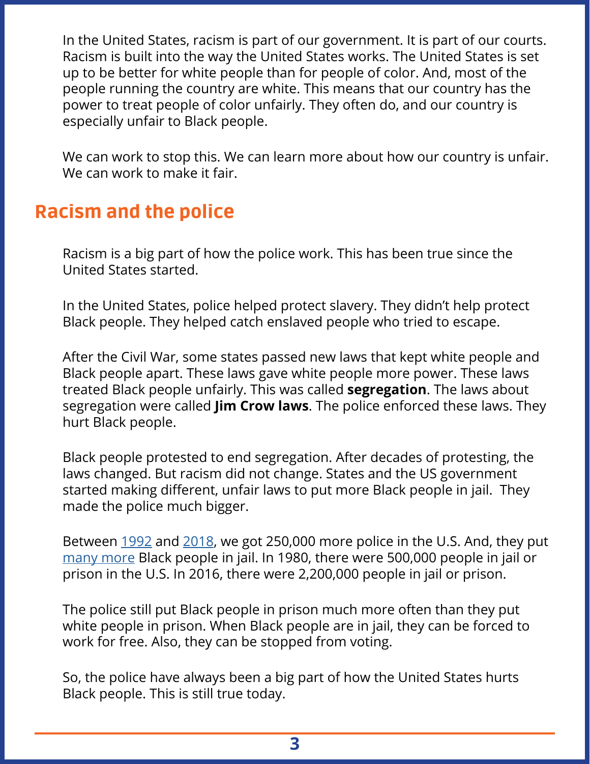In the United States, racism is part of our government. It is part of our courts. Racism is built into the way the United States works. The United States is set up to be better for white people than for people of color. And, most of the people running the country are white. This means that our country has the power to treat people of color unfairly. They often do, and our country is especially unfair to Black people.

We can work to stop this. We can learn more about how our country is unfair. We can work to make it fair.

## Racism and the police

Racism is a big part of how the police work. This has been true since the United States started.

In the United States, police helped protect slavery. They didn't help protect Black people. They helped catch enslaved people who tried to escape.

After the Civil War, some states passed new laws that kept white people and Black people apart. These laws gave white people more power. These laws treated Black people unfairly. This was called **segregation**. The laws about segregation were called **Jim Crow laws**. The police enforced these laws. They hurt Black people.

Black people protested to end segregation. After decades of protesting, the laws changed. But racism did not change. States and the US government started making different, unfair laws to put more Black people in jail. They made the police much bigger.

Between 1992 and 2018, we got 250,000 more police in the U.S. And, they put many more Black people in jail. In 1980, there were 500,000 people in jail or prison in the U.S. In 2016, there were 2,200,000 people in jail or prison.

The police still put Black people in prison much more often than they put white people in prison. When Black people are in jail, they can be forced to work for free. Also, they can be stopped from voting.

So, the police have always been a big part of how the United States hurts Black people. This is still true today.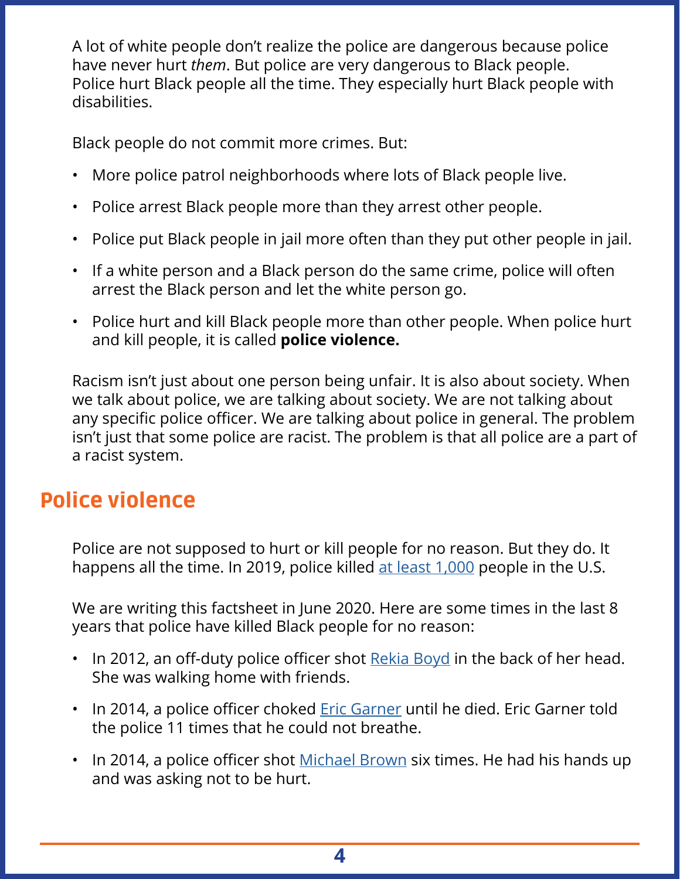A lot of white people don't realize the police are dangerous because police have never hurt *them*. But police are very dangerous to Black people. Police hurt Black people all the time. They especially hurt Black people with disabilities.

Black people do not commit more crimes. But:

- More police patrol neighborhoods where lots of Black people live.
- Police arrest Black people more than they arrest other people.
- Police put Black people in jail more often than they put other people in jail.
- If a white person and a Black person do the same crime, police will often arrest the Black person and let the white person go.
- Police hurt and kill Black people more than other people. When police hurt and kill people, it is called **police violence.**

Racism isn't just about one person being unfair. It is also about society. When we talk about police, we are talking about society. We are not talking about any specific police officer. We are talking about police in general. The problem isn't just that some police are racist. The problem is that all police are a part of a racist system.

## Police violence

Police are not supposed to hurt or kill people for no reason. But they do. It happens all the time. In 2019, police killed at least 1,000 people in the U.S.

We are writing this factsheet in June 2020. Here are some times in the last 8 years that police have killed Black people for no reason:

- In 2012, an off-duty police officer shot Rekia Boyd in the back of her head. She was walking home with friends.
- In 2014, a police officer choked Eric Garner until he died. Eric Garner told the police 11 times that he could not breathe.
- In 2014, a police officer shot Michael Brown six times. He had his hands up and was asking not to be hurt.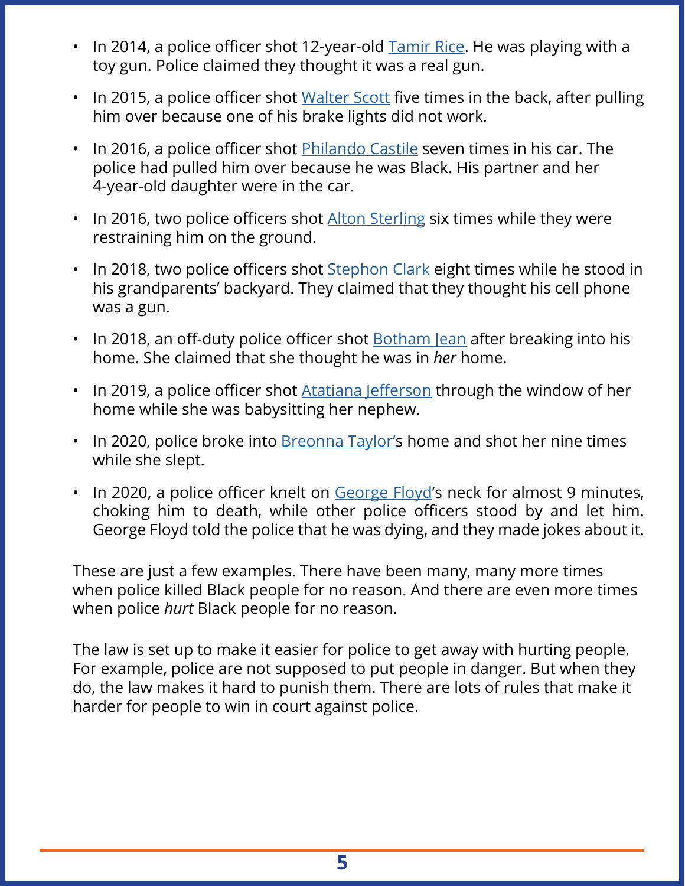- In 2014, a police officer shot 12-year-old Tamir Rice. He was playing with a toy gun. Police claimed they thought it was a real gun.
- In 2015, a police officer shot Walter Scott five times in the back, after pulling him over because one of his brake lights did not work.
- In 2016, a police officer shot Philando Castile seven times in his car. The police had pulled him over because he was Black. His partner and her 4-year-old daughter were in the car.
- In 2016, two police officers shot Alton Sterling six times while they were restraining him on the ground.
- In 2018, two police officers shot Stephon Clark eight times while he stood in his grandparents' backyard. They claimed that they thought his cell phone was a gun.
- In 2018, an off-duty police officer shot Botham Jean after breaking into his home. She claimed that she thought he was in *her* home.
- In 2019, a police officer shot Atatiana Jefferson through the window of her home while she was babysitting her nephew.
- In 2020, police broke into Breonna Taylor's home and shot her nine times while she slept.
- In 2020, a police officer knelt on George Floyd's neck for almost 9 minutes, choking him to death, while other police officers stood by and let him. George Floyd told the police that he was dying, and they made jokes about it.

These are just a few examples. There have been many, many more times when police killed Black people for no reason. And there are even more times when police *hurt* Black people for no reason.

The law is set up to make it easier for police to get away with hurting people. For example, police are not supposed to put people in danger. But when they do, the law makes it hard to punish them. There are lots of rules that make it harder for people to win in court against police.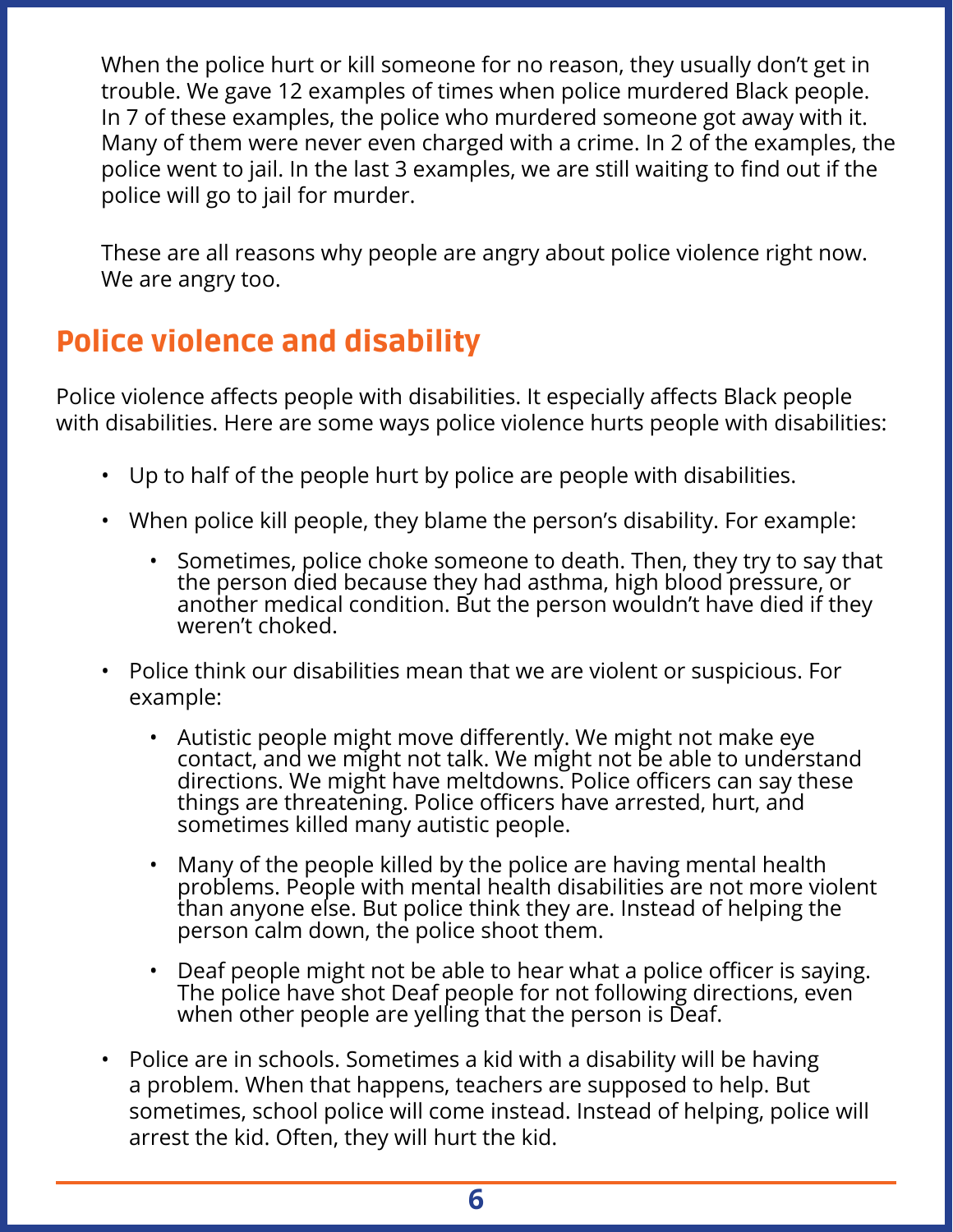When the police hurt or kill someone for no reason, they usually don't get in trouble. We gave 12 examples of times when police murdered Black people. In 7 of these examples, the police who murdered someone got away with it. Many of them were never even charged with a crime. In 2 of the examples, the police went to jail. In the last 3 examples, we are still waiting to find out if the police will go to jail for murder.

These are all reasons why people are angry about police violence right now. We are angry too.

## Police violence and disability

Police violence affects people with disabilities. It especially affects Black people with disabilities. Here are some ways police violence hurts people with disabilities:

- Up to half of the people hurt by police are people with disabilities.
- When police kill people, they blame the person's disability. For example:
  - Sometimes, police choke someone to death. Then, they try to say that the person died because they had asthma, high blood pressure, or another medical condition. But the person wouldn't have died if they weren't choked.
- Police think our disabilities mean that we are violent or suspicious. For example:
  - Autistic people might move differently. We might not make eye contact, and we might not talk. We might not be able to understand directions. We might have meltdowns. Police officers can say these things are threatening. Police officers have arrested, hurt, and sometimes killed many autistic people.
  - Many of the people killed by the police are having mental health problems. People with mental health disabilities are not more violent than anyone else. But police think they are. Instead of helping the person calm down, the police shoot them.
  - Deaf people might not be able to hear what a police officer is saying. The police have shot Deaf people for not following directions, even when other people are yelling that the person is Deaf.
- Police are in schools. Sometimes a kid with a disability will be having a problem. When that happens, teachers are supposed to help. But sometimes, school police will come instead. Instead of helping, police will arrest the kid. Often, they will hurt the kid.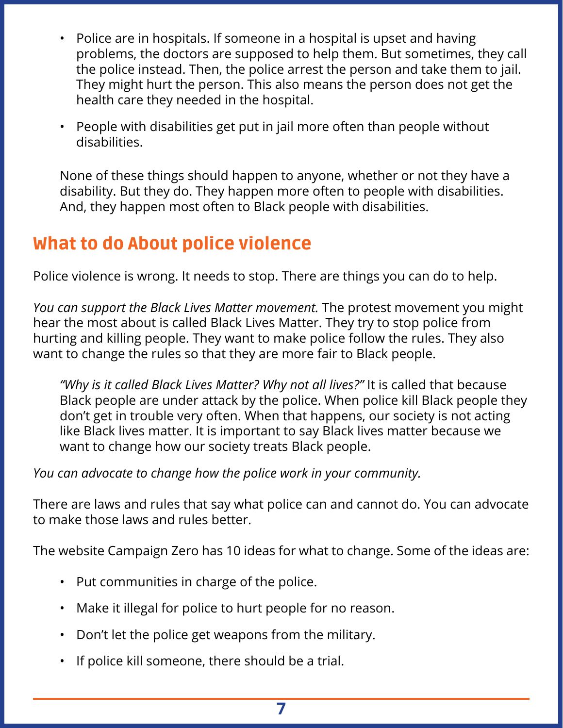- Police are in hospitals. If someone in a hospital is upset and having problems, the doctors are supposed to help them. But sometimes, they call the police instead. Then, the police arrest the person and take them to jail. They might hurt the person. This also means the person does not get the health care they needed in the hospital.

- People with disabilities get put in jail more often than people without disabilities.

None of these things should happen to anyone, whether or not they have a disability. But they do. They happen more often to people with disabilities. And, they happen most often to Black people with disabilities.

## What to do About police violence

Police violence is wrong. It needs to stop. There are things you can do to help.

*You can support the Black Lives Matter movement.* The protest movement you might hear the most about is called Black Lives Matter. They try to stop police from hurting and killing people. They want to make police follow the rules. They also want to change the rules so that they are more fair to Black people.

> *"Why is it called Black Lives Matter? Why not all lives?"* It is called that because Black people are under attack by the police. When police kill Black people they don't get in trouble very often. When that happens, our society is not acting like Black lives matter. It is important to say Black lives matter because we want to change how our society treats Black people.

*You can advocate to change how the police work in your community.*

There are laws and rules that say what police can and cannot do. You can advocate to make those laws and rules better.

The website Campaign Zero has 10 ideas for what to change. Some of the ideas are:

- Put communities in charge of the police.

- Make it illegal for police to hurt people for no reason.

- Don't let the police get weapons from the military.

- If police kill someone, there should be a trial.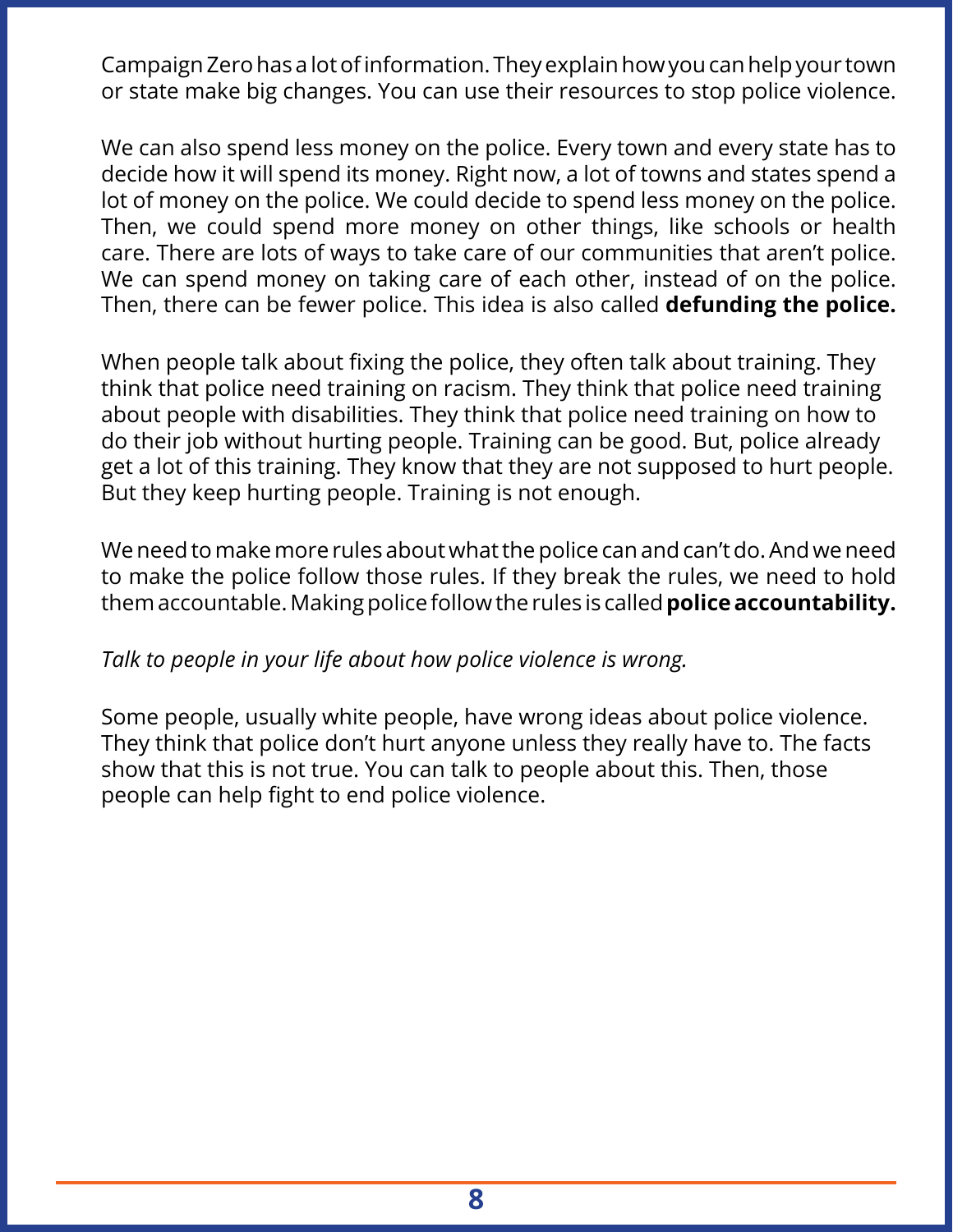Campaign Zero has a lot of information. They explain how you can help your town or state make big changes. You can use their resources to stop police violence.

We can also spend less money on the police. Every town and every state has to decide how it will spend its money. Right now, a lot of towns and states spend a lot of money on the police. We could decide to spend less money on the police. Then, we could spend more money on other things, like schools or health care. There are lots of ways to take care of our communities that aren't police. We can spend money on taking care of each other, instead of on the police. Then, there can be fewer police. This idea is also called **defunding the police.**

When people talk about fixing the police, they often talk about training. They think that police need training on racism. They think that police need training about people with disabilities. They think that police need training on how to do their job without hurting people. Training can be good. But, police already get a lot of this training. They know that they are not supposed to hurt people. But they keep hurting people. Training is not enough.

We need to make more rules about what the police can and can't do. And we need to make the police follow those rules. If they break the rules, we need to hold them accountable. Making police follow the rules is called **police accountability.**

*Talk to people in your life about how police violence is wrong.*

Some people, usually white people, have wrong ideas about police violence. They think that police don't hurt anyone unless they really have to. The facts show that this is not true. You can talk to people about this. Then, those people can help fight to end police violence.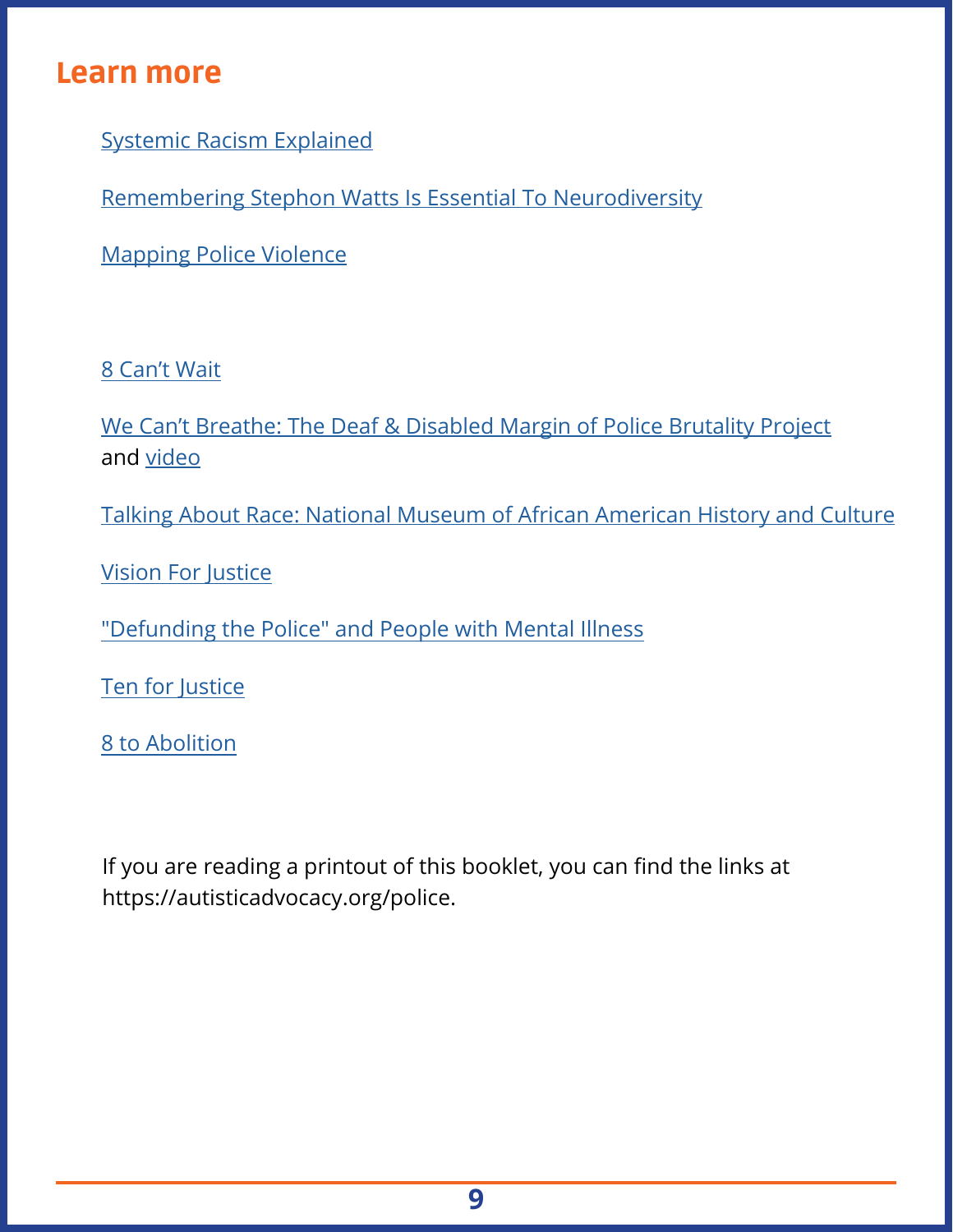## Learn more

Systemic Racism Explained

Remembering Stephon Watts Is Essential To Neurodiversity

Mapping Police Violence

8 Can't Wait

We Can't Breathe: The Deaf & Disabled Margin of Police Brutality Project and video

Talking About Race: National Museum of African American History and Culture

Vision For Justice

"Defunding the Police" and People with Mental Illness

Ten for Justice

8 to Abolition

If you are reading a printout of this booklet, you can find the links at https://autisticadvocacy.org/police.